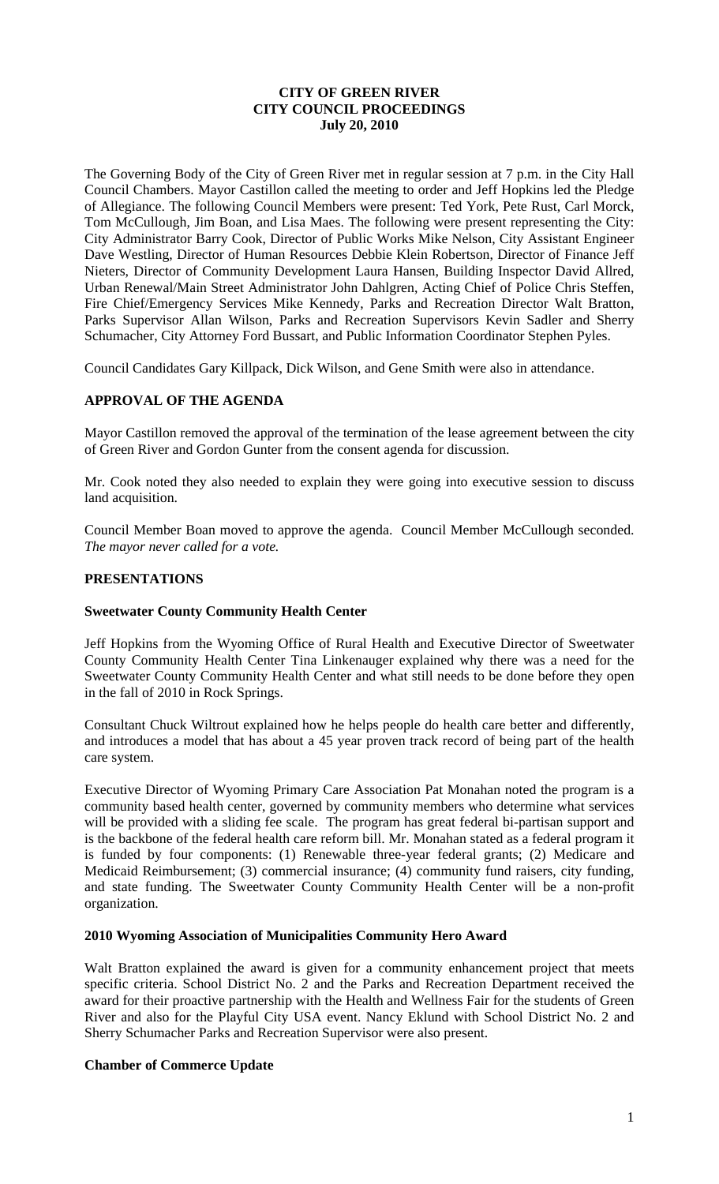# CITY OF GREEN RIVER
# CITY COUNCIL PROCEEDINGS
# July 20, 2010

The Governing Body of the City of Green River met in regular session at 7 p.m. in the City Hall Council Chambers. Mayor Castillon called the meeting to order and Jeff Hopkins led the Pledge of Allegiance. The following Council Members were present: Ted York, Pete Rust, Carl Morck, Tom McCullough, Jim Boan, and Lisa Maes. The following were present representing the City: City Administrator Barry Cook, Director of Public Works Mike Nelson, City Assistant Engineer Dave Westling, Director of Human Resources Debbie Klein Robertson, Director of Finance Jeff Nieters, Director of Community Development Laura Hansen, Building Inspector David Allred, Urban Renewal/Main Street Administrator John Dahlgren, Acting Chief of Police Chris Steffen, Fire Chief/Emergency Services Mike Kennedy, Parks and Recreation Director Walt Bratton, Parks Supervisor Allan Wilson, Parks and Recreation Supervisors Kevin Sadler and Sherry Schumacher, City Attorney Ford Bussart, and Public Information Coordinator Stephen Pyles.

Council Candidates Gary Killpack, Dick Wilson, and Gene Smith were also in attendance.

## APPROVAL OF THE AGENDA

Mayor Castillon removed the approval of the termination of the lease agreement between the city of Green River and Gordon Gunter from the consent agenda for discussion.

Mr. Cook noted they also needed to explain they were going into executive session to discuss land acquisition.

Council Member Boan moved to approve the agenda. Council Member McCullough seconded. *The mayor never called for a vote.*

## PRESENTATIONS

### Sweetwater County Community Health Center

Jeff Hopkins from the Wyoming Office of Rural Health and Executive Director of Sweetwater County Community Health Center Tina Linkenauger explained why there was a need for the Sweetwater County Community Health Center and what still needs to be done before they open in the fall of 2010 in Rock Springs.

Consultant Chuck Wiltrout explained how he helps people do health care better and differently, and introduces a model that has about a 45 year proven track record of being part of the health care system.

Executive Director of Wyoming Primary Care Association Pat Monahan noted the program is a community based health center, governed by community members who determine what services will be provided with a sliding fee scale. The program has great federal bi-partisan support and is the backbone of the federal health care reform bill. Mr. Monahan stated as a federal program it is funded by four components: (1) Renewable three-year federal grants; (2) Medicare and Medicaid Reimbursement; (3) commercial insurance; (4) community fund raisers, city funding, and state funding. The Sweetwater County Community Health Center will be a non-profit organization.

### 2010 Wyoming Association of Municipalities Community Hero Award

Walt Bratton explained the award is given for a community enhancement project that meets specific criteria. School District No. 2 and the Parks and Recreation Department received the award for their proactive partnership with the Health and Wellness Fair for the students of Green River and also for the Playful City USA event. Nancy Eklund with School District No. 2 and Sherry Schumacher Parks and Recreation Supervisor were also present.

### Chamber of Commerce Update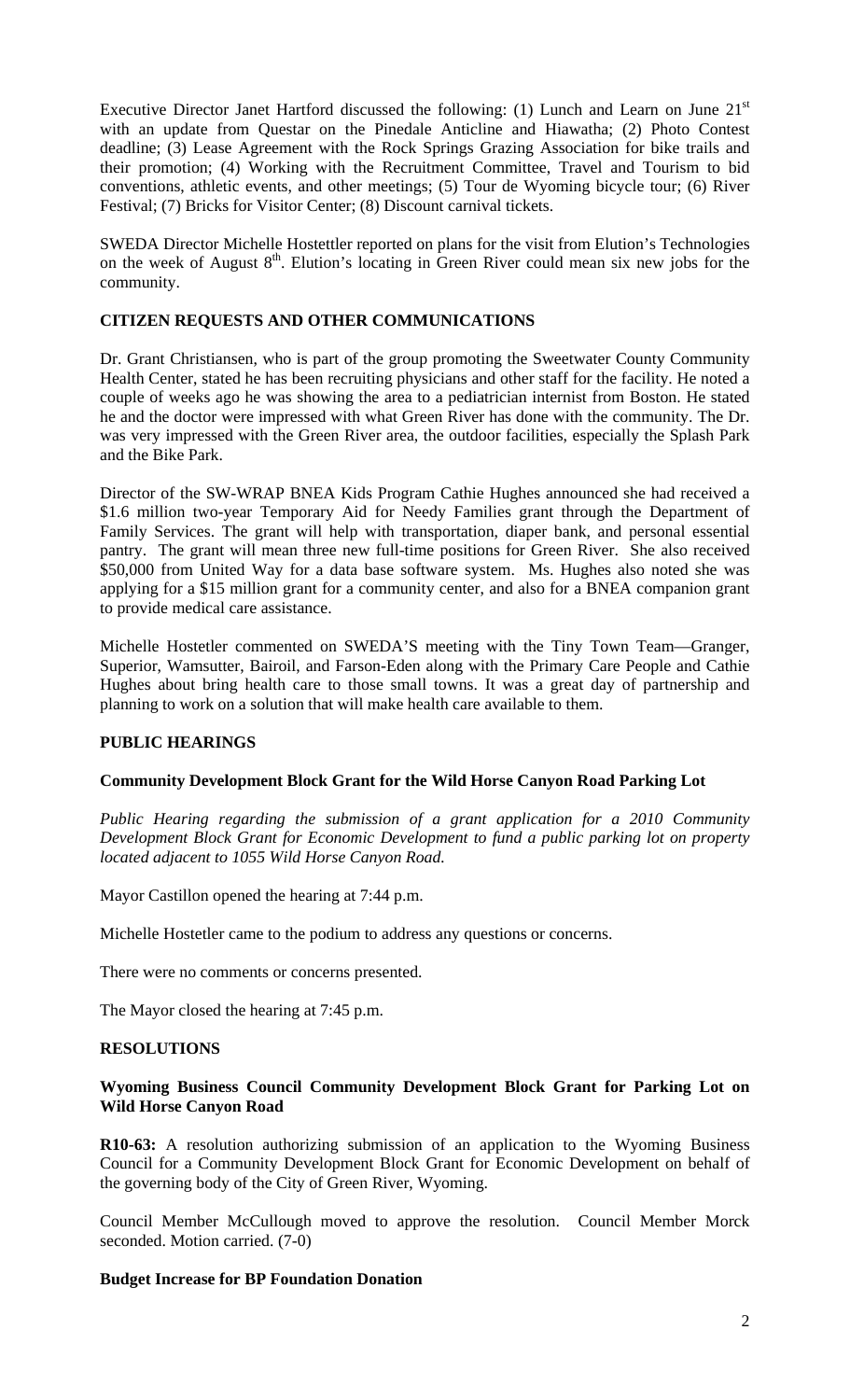Executive Director Janet Hartford discussed the following: (1) Lunch and Learn on June 21st with an update from Questar on the Pinedale Anticline and Hiawatha; (2) Photo Contest deadline; (3) Lease Agreement with the Rock Springs Grazing Association for bike trails and their promotion; (4) Working with the Recruitment Committee, Travel and Tourism to bid conventions, athletic events, and other meetings; (5) Tour de Wyoming bicycle tour; (6) River Festival; (7) Bricks for Visitor Center; (8) Discount carnival tickets.

SWEDA Director Michelle Hostettler reported on plans for the visit from Elution's Technologies on the week of August 8th. Elution's locating in Green River could mean six new jobs for the community.

## CITIZEN REQUESTS AND OTHER COMMUNICATIONS

Dr. Grant Christiansen, who is part of the group promoting the Sweetwater County Community Health Center, stated he has been recruiting physicians and other staff for the facility. He noted a couple of weeks ago he was showing the area to a pediatrician internist from Boston. He stated he and the doctor were impressed with what Green River has done with the community. The Dr. was very impressed with the Green River area, the outdoor facilities, especially the Splash Park and the Bike Park.

Director of the SW-WRAP BNEA Kids Program Cathie Hughes announced she had received a \$1.6 million two-year Temporary Aid for Needy Families grant through the Department of Family Services. The grant will help with transportation, diaper bank, and personal essential pantry. The grant will mean three new full-time positions for Green River. She also received \$50,000 from United Way for a data base software system. Ms. Hughes also noted she was applying for a \$15 million grant for a community center, and also for a BNEA companion grant to provide medical care assistance.

Michelle Hostetler commented on SWEDA'S meeting with the Tiny Town Team—Granger, Superior, Wamsutter, Bairoil, and Farson-Eden along with the Primary Care People and Cathie Hughes about bring health care to those small towns. It was a great day of partnership and planning to work on a solution that will make health care available to them.

## PUBLIC HEARINGS

### Community Development Block Grant for the Wild Horse Canyon Road Parking Lot

*Public Hearing regarding the submission of a grant application for a 2010 Community Development Block Grant for Economic Development to fund a public parking lot on property located adjacent to 1055 Wild Horse Canyon Road.*

Mayor Castillon opened the hearing at 7:44 p.m.

Michelle Hostetler came to the podium to address any questions or concerns.

There were no comments or concerns presented.

The Mayor closed the hearing at 7:45 p.m.

## RESOLUTIONS

### Wyoming Business Council Community Development Block Grant for Parking Lot on Wild Horse Canyon Road

**R10-63:** A resolution authorizing submission of an application to the Wyoming Business Council for a Community Development Block Grant for Economic Development on behalf of the governing body of the City of Green River, Wyoming.

Council Member McCullough moved to approve the resolution. Council Member Morck seconded. Motion carried. (7-0)

### Budget Increase for BP Foundation Donation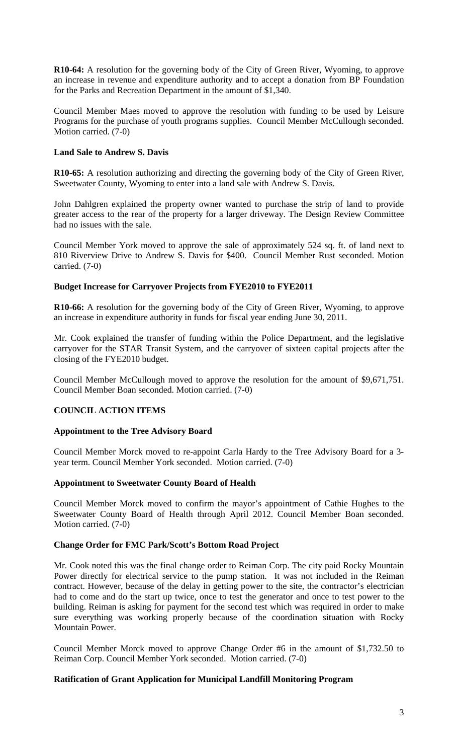**R10-64:** A resolution for the governing body of the City of Green River, Wyoming, to approve an increase in revenue and expenditure authority and to accept a donation from BP Foundation for the Parks and Recreation Department in the amount of $1,340.

Council Member Maes moved to approve the resolution with funding to be used by Leisure Programs for the purchase of youth programs supplies. Council Member McCullough seconded. Motion carried. (7-0)

**Land Sale to Andrew S. Davis**

**R10-65:** A resolution authorizing and directing the governing body of the City of Green River, Sweetwater County, Wyoming to enter into a land sale with Andrew S. Davis.

John Dahlgren explained the property owner wanted to purchase the strip of land to provide greater access to the rear of the property for a larger driveway. The Design Review Committee had no issues with the sale.

Council Member York moved to approve the sale of approximately 524 sq. ft. of land next to 810 Riverview Drive to Andrew S. Davis for $400. Council Member Rust seconded. Motion carried. (7-0)

**Budget Increase for Carryover Projects from FYE2010 to FYE2011**

**R10-66:** A resolution for the governing body of the City of Green River, Wyoming, to approve an increase in expenditure authority in funds for fiscal year ending June 30, 2011.

Mr. Cook explained the transfer of funding within the Police Department, and the legislative carryover for the STAR Transit System, and the carryover of sixteen capital projects after the closing of the FYE2010 budget.

Council Member McCullough moved to approve the resolution for the amount of $9,671,751. Council Member Boan seconded. Motion carried. (7-0)

**COUNCIL ACTION ITEMS**

**Appointment to the Tree Advisory Board**

Council Member Morck moved to re-appoint Carla Hardy to the Tree Advisory Board for a 3-year term. Council Member York seconded. Motion carried. (7-0)

**Appointment to Sweetwater County Board of Health**

Council Member Morck moved to confirm the mayor's appointment of Cathie Hughes to the Sweetwater County Board of Health through April 2012. Council Member Boan seconded. Motion carried. (7-0)

**Change Order for FMC Park/Scott's Bottom Road Project**

Mr. Cook noted this was the final change order to Reiman Corp. The city paid Rocky Mountain Power directly for electrical service to the pump station. It was not included in the Reiman contract. However, because of the delay in getting power to the site, the contractor's electrician had to come and do the start up twice, once to test the generator and once to test power to the building. Reiman is asking for payment for the second test which was required in order to make sure everything was working properly because of the coordination situation with Rocky Mountain Power.

Council Member Morck moved to approve Change Order #6 in the amount of $1,732.50 to Reiman Corp. Council Member York seconded. Motion carried. (7-0)

**Ratification of Grant Application for Municipal Landfill Monitoring Program**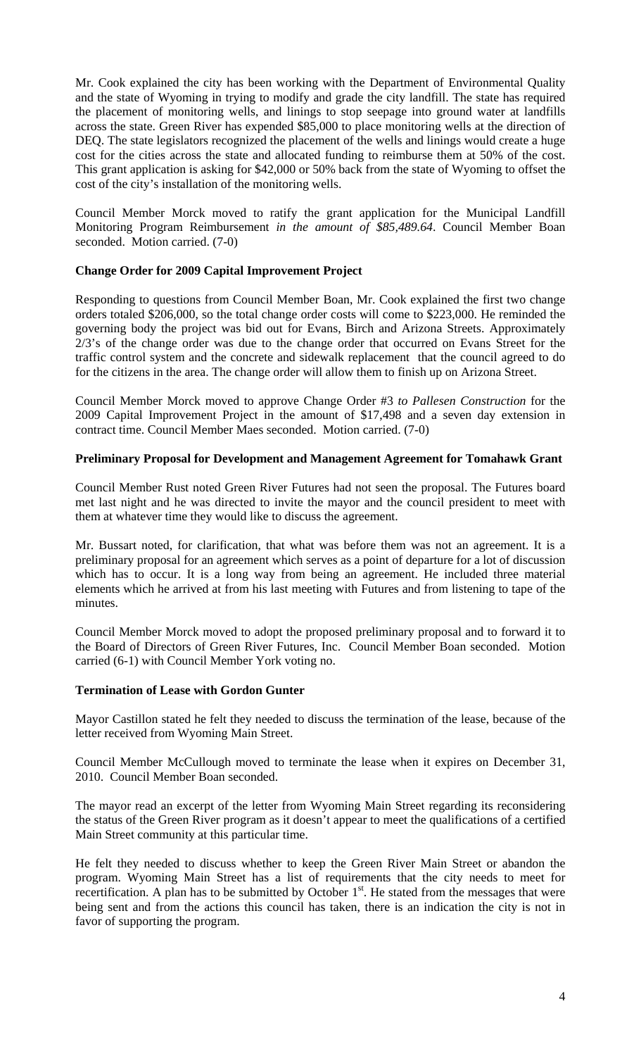Mr. Cook explained the city has been working with the Department of Environmental Quality and the state of Wyoming in trying to modify and grade the city landfill. The state has required the placement of monitoring wells, and linings to stop seepage into ground water at landfills across the state. Green River has expended $85,000 to place monitoring wells at the direction of DEQ. The state legislators recognized the placement of the wells and linings would create a huge cost for the cities across the state and allocated funding to reimburse them at 50% of the cost. This grant application is asking for $42,000 or 50% back from the state of Wyoming to offset the cost of the city's installation of the monitoring wells.

Council Member Morck moved to ratify the grant application for the Municipal Landfill Monitoring Program Reimbursement *in the amount of $85,489.64*. Council Member Boan seconded. Motion carried. (7-0)

**Change Order for 2009 Capital Improvement Project**

Responding to questions from Council Member Boan, Mr. Cook explained the first two change orders totaled $206,000, so the total change order costs will come to $223,000. He reminded the governing body the project was bid out for Evans, Birch and Arizona Streets. Approximately 2/3's of the change order was due to the change order that occurred on Evans Street for the traffic control system and the concrete and sidewalk replacement that the council agreed to do for the citizens in the area. The change order will allow them to finish up on Arizona Street.

Council Member Morck moved to approve Change Order #3 *to Pallesen Construction* for the 2009 Capital Improvement Project in the amount of $17,498 and a seven day extension in contract time. Council Member Maes seconded. Motion carried. (7-0)

**Preliminary Proposal for Development and Management Agreement for Tomahawk Grant**

Council Member Rust noted Green River Futures had not seen the proposal. The Futures board met last night and he was directed to invite the mayor and the council president to meet with them at whatever time they would like to discuss the agreement.

Mr. Bussart noted, for clarification, that what was before them was not an agreement. It is a preliminary proposal for an agreement which serves as a point of departure for a lot of discussion which has to occur. It is a long way from being an agreement. He included three material elements which he arrived at from his last meeting with Futures and from listening to tape of the minutes.

Council Member Morck moved to adopt the proposed preliminary proposal and to forward it to the Board of Directors of Green River Futures, Inc. Council Member Boan seconded. Motion carried (6-1) with Council Member York voting no.

**Termination of Lease with Gordon Gunter**

Mayor Castillon stated he felt they needed to discuss the termination of the lease, because of the letter received from Wyoming Main Street.

Council Member McCullough moved to terminate the lease when it expires on December 31, 2010. Council Member Boan seconded.

The mayor read an excerpt of the letter from Wyoming Main Street regarding its reconsidering the status of the Green River program as it doesn't appear to meet the qualifications of a certified Main Street community at this particular time.

He felt they needed to discuss whether to keep the Green River Main Street or abandon the program. Wyoming Main Street has a list of requirements that the city needs to meet for recertification. A plan has to be submitted by October 1st. He stated from the messages that were being sent and from the actions this council has taken, there is an indication the city is not in favor of supporting the program.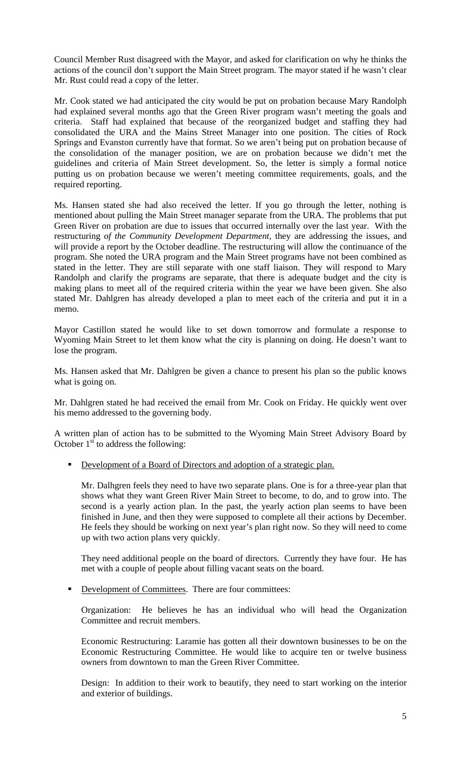Council Member Rust disagreed with the Mayor, and asked for clarification on why he thinks the actions of the council don't support the Main Street program. The mayor stated if he wasn't clear Mr. Rust could read a copy of the letter.

Mr. Cook stated we had anticipated the city would be put on probation because Mary Randolph had explained several months ago that the Green River program wasn't meeting the goals and criteria. Staff had explained that because of the reorganized budget and staffing they had consolidated the URA and the Mains Street Manager into one position. The cities of Rock Springs and Evanston currently have that format. So we aren't being put on probation because of the consolidation of the manager position, we are on probation because we didn't met the guidelines and criteria of Main Street development. So, the letter is simply a formal notice putting us on probation because we weren't meeting committee requirements, goals, and the required reporting.

Ms. Hansen stated she had also received the letter. If you go through the letter, nothing is mentioned about pulling the Main Street manager separate from the URA. The problems that put Green River on probation are due to issues that occurred internally over the last year. With the restructuring *of the Community Development Department*, they are addressing the issues, and will provide a report by the October deadline. The restructuring will allow the continuance of the program. She noted the URA program and the Main Street programs have not been combined as stated in the letter. They are still separate with one staff liaison. They will respond to Mary Randolph and clarify the programs are separate, that there is adequate budget and the city is making plans to meet all of the required criteria within the year we have been given. She also stated Mr. Dahlgren has already developed a plan to meet each of the criteria and put it in a memo.

Mayor Castillon stated he would like to set down tomorrow and formulate a response to Wyoming Main Street to let them know what the city is planning on doing. He doesn't want to lose the program.

Ms. Hansen asked that Mr. Dahlgren be given a chance to present his plan so the public knows what is going on.

Mr. Dahlgren stated he had received the email from Mr. Cook on Friday. He quickly went over his memo addressed to the governing body.

A written plan of action has to be submitted to the Wyoming Main Street Advisory Board by October 1st to address the following:

- Development of a Board of Directors and adoption of a strategic plan.

  Mr. Dalhgren feels they need to have two separate plans. One is for a three-year plan that shows what they want Green River Main Street to become, to do, and to grow into. The second is a yearly action plan. In the past, the yearly action plan seems to have been finished in June, and then they were supposed to complete all their actions by December. He feels they should be working on next year's plan right now. So they will need to come up with two action plans very quickly.

  They need additional people on the board of directors. Currently they have four. He has met with a couple of people about filling vacant seats on the board.

- Development of Committees. There are four committees:

  Organization: He believes he has an individual who will head the Organization Committee and recruit members.

  Economic Restructuring: Laramie has gotten all their downtown businesses to be on the Economic Restructuring Committee. He would like to acquire ten or twelve business owners from downtown to man the Green River Committee.

  Design: In addition to their work to beautify, they need to start working on the interior and exterior of buildings.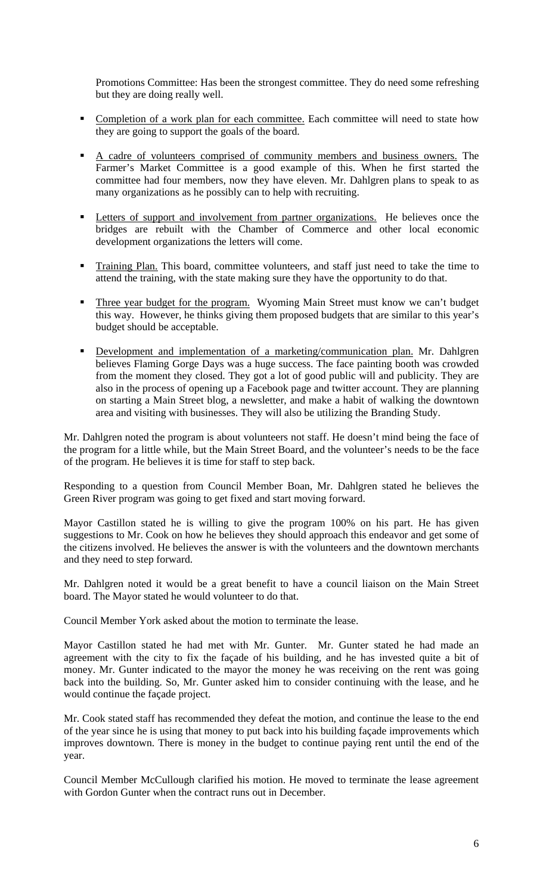Promotions Committee: Has been the strongest committee. They do need some refreshing but they are doing really well.

- Completion of a work plan for each committee. Each committee will need to state how they are going to support the goals of the board.
- A cadre of volunteers comprised of community members and business owners. The Farmer's Market Committee is a good example of this. When he first started the committee had four members, now they have eleven. Mr. Dahlgren plans to speak to as many organizations as he possibly can to help with recruiting.
- Letters of support and involvement from partner organizations. He believes once the bridges are rebuilt with the Chamber of Commerce and other local economic development organizations the letters will come.
- Training Plan. This board, committee volunteers, and staff just need to take the time to attend the training, with the state making sure they have the opportunity to do that.
- Three year budget for the program. Wyoming Main Street must know we can't budget this way. However, he thinks giving them proposed budgets that are similar to this year's budget should be acceptable.
- Development and implementation of a marketing/communication plan. Mr. Dahlgren believes Flaming Gorge Days was a huge success. The face painting booth was crowded from the moment they closed. They got a lot of good public will and publicity. They are also in the process of opening up a Facebook page and twitter account. They are planning on starting a Main Street blog, a newsletter, and make a habit of walking the downtown area and visiting with businesses. They will also be utilizing the Branding Study.

Mr. Dahlgren noted the program is about volunteers not staff. He doesn't mind being the face of the program for a little while, but the Main Street Board, and the volunteer's needs to be the face of the program. He believes it is time for staff to step back.

Responding to a question from Council Member Boan, Mr. Dahlgren stated he believes the Green River program was going to get fixed and start moving forward.

Mayor Castillon stated he is willing to give the program 100% on his part. He has given suggestions to Mr. Cook on how he believes they should approach this endeavor and get some of the citizens involved. He believes the answer is with the volunteers and the downtown merchants and they need to step forward.

Mr. Dahlgren noted it would be a great benefit to have a council liaison on the Main Street board. The Mayor stated he would volunteer to do that.

Council Member York asked about the motion to terminate the lease.

Mayor Castillon stated he had met with Mr. Gunter. Mr. Gunter stated he had made an agreement with the city to fix the façade of his building, and he has invested quite a bit of money. Mr. Gunter indicated to the mayor the money he was receiving on the rent was going back into the building. So, Mr. Gunter asked him to consider continuing with the lease, and he would continue the façade project.

Mr. Cook stated staff has recommended they defeat the motion, and continue the lease to the end of the year since he is using that money to put back into his building façade improvements which improves downtown. There is money in the budget to continue paying rent until the end of the year.

Council Member McCullough clarified his motion. He moved to terminate the lease agreement with Gordon Gunter when the contract runs out in December.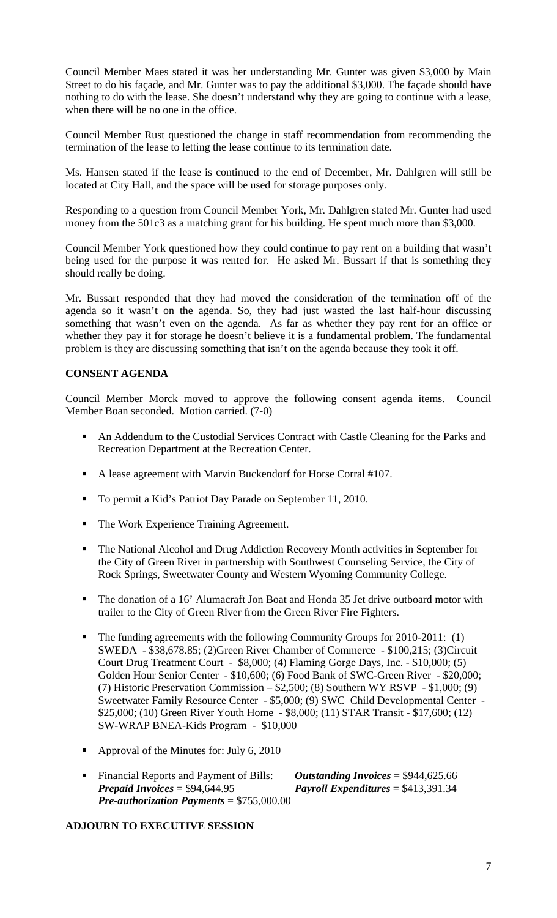Council Member Maes stated it was her understanding Mr. Gunter was given $3,000 by Main Street to do his façade, and Mr. Gunter was to pay the additional $3,000. The façade should have nothing to do with the lease. She doesn't understand why they are going to continue with a lease, when there will be no one in the office.

Council Member Rust questioned the change in staff recommendation from recommending the termination of the lease to letting the lease continue to its termination date.

Ms. Hansen stated if the lease is continued to the end of December, Mr. Dahlgren will still be located at City Hall, and the space will be used for storage purposes only.

Responding to a question from Council Member York, Mr. Dahlgren stated Mr. Gunter had used money from the 501c3 as a matching grant for his building. He spent much more than $3,000.

Council Member York questioned how they could continue to pay rent on a building that wasn't being used for the purpose it was rented for. He asked Mr. Bussart if that is something they should really be doing.

Mr. Bussart responded that they had moved the consideration of the termination off of the agenda so it wasn't on the agenda. So, they had just wasted the last half-hour discussing something that wasn't even on the agenda. As far as whether they pay rent for an office or whether they pay it for storage he doesn't believe it is a fundamental problem. The fundamental problem is they are discussing something that isn't on the agenda because they took it off.

**CONSENT AGENDA**

Council Member Morck moved to approve the following consent agenda items. Council Member Boan seconded. Motion carried. (7-0)

- An Addendum to the Custodial Services Contract with Castle Cleaning for the Parks and Recreation Department at the Recreation Center.
- A lease agreement with Marvin Buckendorf for Horse Corral #107.
- To permit a Kid's Patriot Day Parade on September 11, 2010.
- The Work Experience Training Agreement.
- The National Alcohol and Drug Addiction Recovery Month activities in September for the City of Green River in partnership with Southwest Counseling Service, the City of Rock Springs, Sweetwater County and Western Wyoming Community College.
- The donation of a 16' Alumacraft Jon Boat and Honda 35 Jet drive outboard motor with trailer to the City of Green River from the Green River Fire Fighters.
- The funding agreements with the following Community Groups for 2010-2011: (1) SWEDA - $38,678.85; (2)Green River Chamber of Commerce - $100,215; (3)Circuit Court Drug Treatment Court - $8,000; (4) Flaming Gorge Days, Inc. - $10,000; (5) Golden Hour Senior Center - $10,600; (6) Food Bank of SWC-Green River - $20,000; (7) Historic Preservation Commission – $2,500; (8) Southern WY RSVP - $1,000; (9) Sweetwater Family Resource Center - $5,000; (9) SWC Child Developmental Center - $25,000; (10) Green River Youth Home - $8,000; (11) STAR Transit - $17,600; (12) SW-WRAP BNEA-Kids Program - $10,000
- Approval of the Minutes for: July 6, 2010
- Financial Reports and Payment of Bills: ***Outstanding Invoices*** = $944,625.66 ***Prepaid Invoices*** = $94,644.95 ***Payroll Expenditures*** = $413,391.34 ***Pre-authorization Payments*** = $755,000.00

**ADJOURN TO EXECUTIVE SESSION**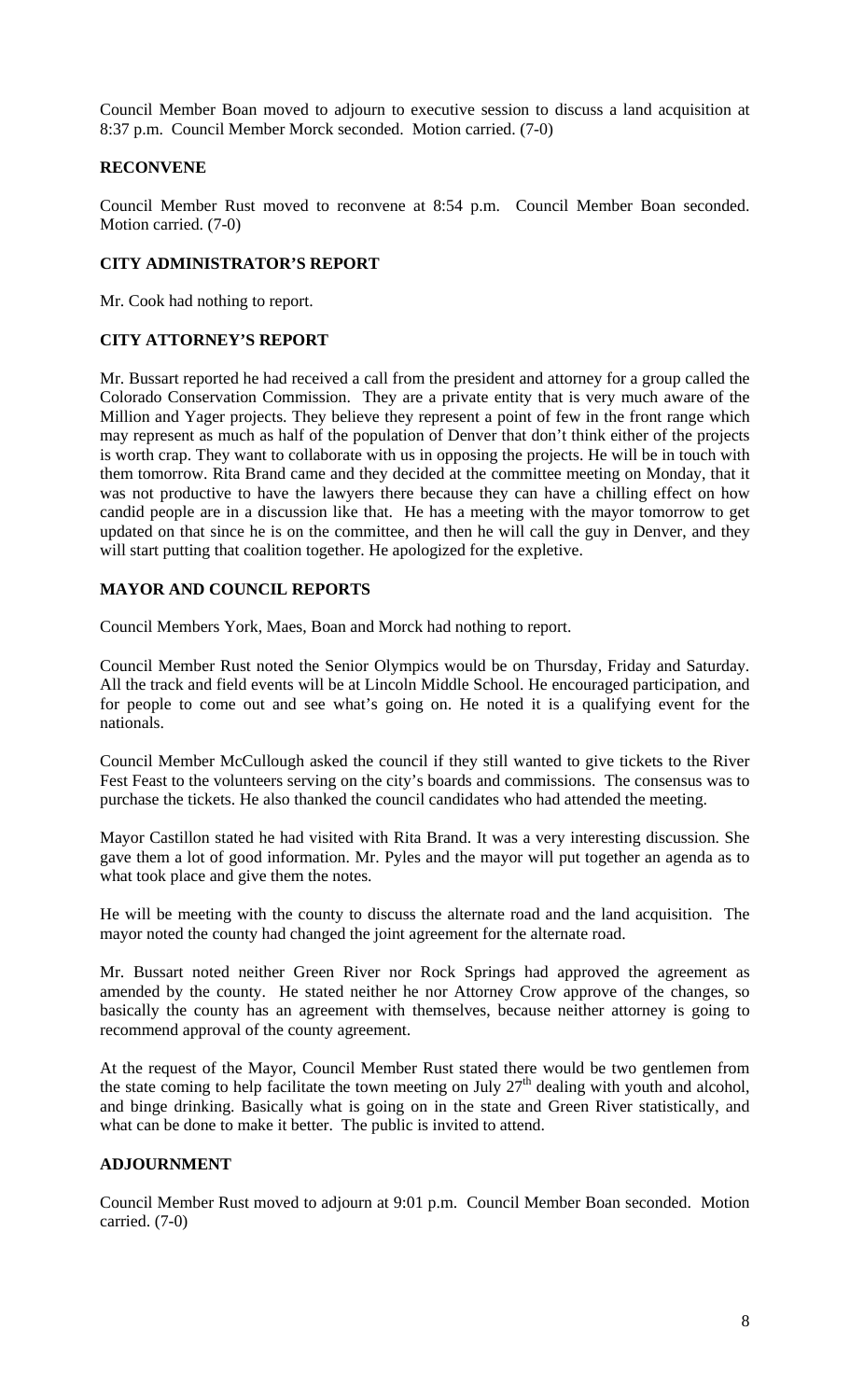Council Member Boan moved to adjourn to executive session to discuss a land acquisition at 8:37 p.m. Council Member Morck seconded. Motion carried. (7-0)

## RECONVENE

Council Member Rust moved to reconvene at 8:54 p.m. Council Member Boan seconded. Motion carried. (7-0)

## CITY ADMINISTRATOR'S REPORT

Mr. Cook had nothing to report.

## CITY ATTORNEY'S REPORT

Mr. Bussart reported he had received a call from the president and attorney for a group called the Colorado Conservation Commission. They are a private entity that is very much aware of the Million and Yager projects. They believe they represent a point of few in the front range which may represent as much as half of the population of Denver that don't think either of the projects is worth crap. They want to collaborate with us in opposing the projects. He will be in touch with them tomorrow. Rita Brand came and they decided at the committee meeting on Monday, that it was not productive to have the lawyers there because they can have a chilling effect on how candid people are in a discussion like that. He has a meeting with the mayor tomorrow to get updated on that since he is on the committee, and then he will call the guy in Denver, and they will start putting that coalition together. He apologized for the expletive.

## MAYOR AND COUNCIL REPORTS

Council Members York, Maes, Boan and Morck had nothing to report.

Council Member Rust noted the Senior Olympics would be on Thursday, Friday and Saturday. All the track and field events will be at Lincoln Middle School. He encouraged participation, and for people to come out and see what's going on. He noted it is a qualifying event for the nationals.

Council Member McCullough asked the council if they still wanted to give tickets to the River Fest Feast to the volunteers serving on the city's boards and commissions. The consensus was to purchase the tickets. He also thanked the council candidates who had attended the meeting.

Mayor Castillon stated he had visited with Rita Brand. It was a very interesting discussion. She gave them a lot of good information. Mr. Pyles and the mayor will put together an agenda as to what took place and give them the notes.

He will be meeting with the county to discuss the alternate road and the land acquisition. The mayor noted the county had changed the joint agreement for the alternate road.

Mr. Bussart noted neither Green River nor Rock Springs had approved the agreement as amended by the county. He stated neither he nor Attorney Crow approve of the changes, so basically the county has an agreement with themselves, because neither attorney is going to recommend approval of the county agreement.

At the request of the Mayor, Council Member Rust stated there would be two gentlemen from the state coming to help facilitate the town meeting on July 27th dealing with youth and alcohol, and binge drinking. Basically what is going on in the state and Green River statistically, and what can be done to make it better. The public is invited to attend.

## ADJOURNMENT

Council Member Rust moved to adjourn at 9:01 p.m. Council Member Boan seconded. Motion carried. (7-0)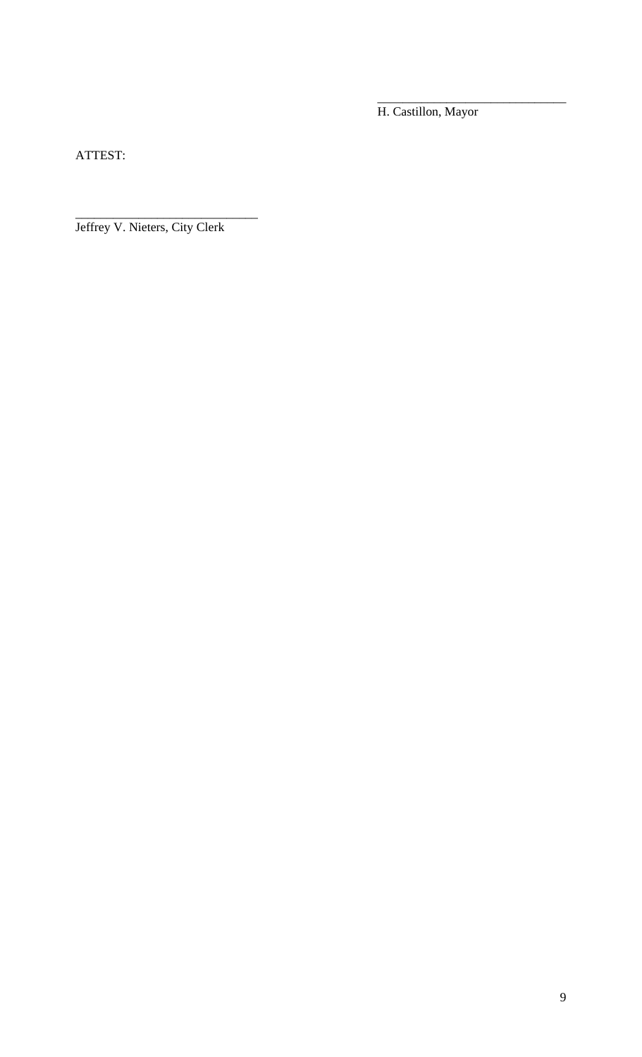______________________________
H. Castillon, Mayor

ATTEST:

______________________________
Jeffrey V. Nieters, City Clerk